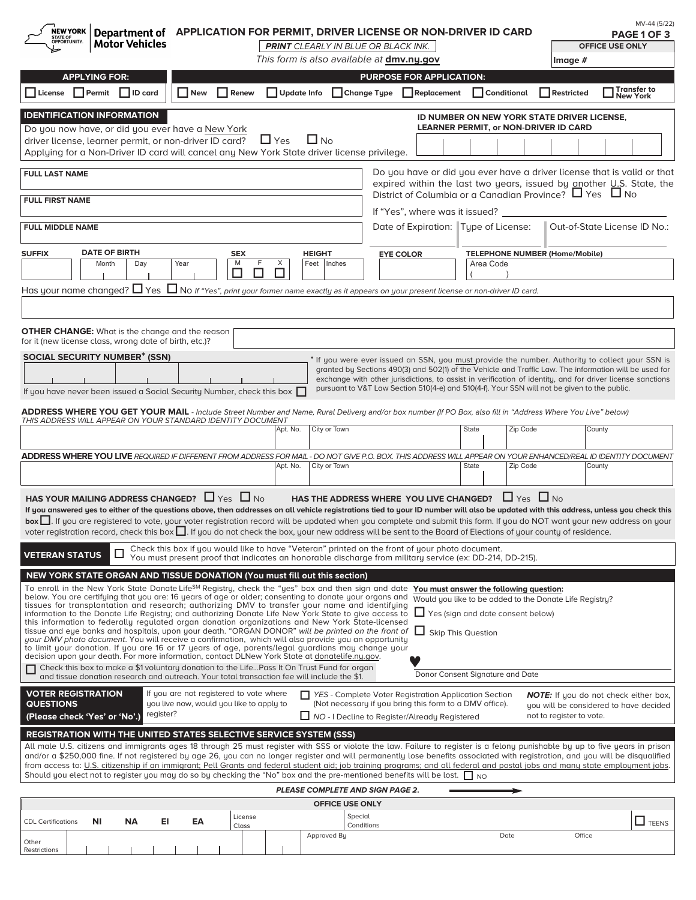MV-44 (5/22)

NEW YORK STATE OF OPPORTUNITY. | Department of Motor Vehicles

# APPLICATION FOR PERMIT, DRIVER LICENSE OR NON-DRIVER ID CARD

***PRINT** CLEARLY IN BLUE OR BLACK INK.*

This form is also available at **dmv.ny.gov**

**PAGE 1 OF 3**

**OFFICE USE ONLY**

**Image #**

| APPLYING FOR: | PURPOSE FOR APPLICATION: |
|---|---|
| ☐ License ☐ Permit ☐ ID card | ☐ New ☐ Renew ☐ Update Info ☐ Change Type ☐ Replacement ☐ Conditional ☐ Restricted ☐ Transfer to New York |

## IDENTIFICATION INFORMATION

Do you now have, or did you ever have a New York driver license, learner permit, or non-driver ID card? ☐ Yes ☐ No

Applying for a Non-Driver ID card will cancel any New York State driver license privilege.

**ID NUMBER ON NEW YORK STATE DRIVER LICENSE, LEARNER PERMIT, or NON-DRIVER ID CARD**

**FULL LAST NAME**

**FULL FIRST NAME**

**FULL MIDDLE NAME**

Do you have or did you ever have a driver license that is valid or that expired within the last two years, issued by another U.S. State, the District of Columbia or a Canadian Province? ☐ Yes ☐ No

If "Yes", where was it issued? ____________

Date of Expiration: | Type of License: | Out-of-State License ID No.:

| SUFFIX | DATE OF BIRTH (Month / Day / Year) | SEX (M ☐ F ☐ X ☐) | HEIGHT (Feet / Inches) | EYE COLOR | TELEPHONE NUMBER (Home/Mobile) Area Code ( ) |
|---|---|---|---|---|---|
| | | | | | |

Has your name changed? ☐ Yes ☐ No *If "Yes", print your former name exactly as it appears on your present license or non-driver ID card.*

**OTHER CHANGE:** What is the change and the reason for it (new license class, wrong date of birth, etc.)?

**SOCIAL SECURITY NUMBER* (SSN)**

If you have never been issued a Social Security Number, check this box ☐

* If you were ever issued an SSN, you must provide the number. Authority to collect your SSN is granted by Sections 490(3) and 502(1) of the Vehicle and Traffic Law. The information will be used for exchange with other jurisdictions, to assist in verification of identity, and for driver license sanctions pursuant to V&T Law Section 510(4-e) and 510(4-f). Your SSN will not be given to the public.

**ADDRESS WHERE YOU GET YOUR MAIL** - *Include Street Number and Name, Rural Delivery and/or box number (If PO Box, also fill in "Address Where You Live" below)*
*THIS ADDRESS WILL APPEAR ON YOUR STANDARD IDENTITY DOCUMENT*

| | Apt. No. | City or Town | State | Zip Code | County |
|---|---|---|---|---|---|
| | | | | | |

**ADDRESS WHERE YOU LIVE** *REQUIRED IF DIFFERENT FROM ADDRESS FOR MAIL - DO NOT GIVE P.O. BOX. THIS ADDRESS WILL APPEAR ON YOUR ENHANCED/REAL ID IDENTITY DOCUMENT*

| | Apt. No. | City or Town | State | Zip Code | County |
|---|---|---|---|---|---|
| | | | | | |

**HAS YOUR MAILING ADDRESS CHANGED?** ☐ Yes ☐ No **HAS THE ADDRESS WHERE YOU LIVE CHANGED?** ☐ Yes ☐ No

**If you answered yes to either of the questions above, then addresses on all vehicle registrations tied to your ID number will also be updated with this address, unless you check this box** ☐. If you are registered to vote, your voter registration record will be updated when you complete and submit this form. If you do NOT want your new address on your voter registration record, check this box ☐. If you do not check the box, your new address will be sent to the Board of Elections of your county of residence.

**VETERAN STATUS** ☐ Check this box if you would like to have "Veteran" printed on the front of your photo document. You must present proof that indicates an honorable discharge from military service (ex: DD-214, DD-215).

## NEW YORK STATE ORGAN AND TISSUE DONATION (You must fill out this section)

To enroll in the New York State Donate Life[SM] Registry, check the "yes" box and then sign and date below. You are certifying that you are: 16 years of age or older; consenting to donate your organs and tissues for transplantation and research; authorizing DMV to transfer your name and identifying information to the Donate Life Registry; and authorizing Donate Life New York State to give access to this information to federally regulated organ donation organizations and New York State-licensed tissue and eye banks and hospitals, upon your death. "ORGAN DONOR" *will be printed on the front of your DMV photo document*. You will receive a confirmation, which will also provide you an opportunity to limit your donation. If you are 16 or 17 years of age, parents/legal guardians may change your decision upon your death. For more information, contact DLNew York State at donatelife.ny.gov.

☐ Check this box to make a $1 voluntary donation to the Life...Pass It On Trust Fund for organ and tissue donation research and outreach. Your total transaction fee will include the $1.

**You must answer the following question:**

Would you like to be added to the Donate Life Registry?

☐ Yes (sign and date consent below)

☐ Skip This Question

Donor Consent Signature and Date

## VOTER REGISTRATION QUESTIONS (Please check 'Yes' or 'No'.)

If you are not registered to vote where you live now, would you like to apply to register?

☐ *YES* - Complete Voter Registration Application Section (Not necessary if you bring this form to a DMV office).

☐ *NO* - I Decline to Register/Already Registered

***NOTE:*** If you do not check either box, you will be considered to have decided not to register to vote.

## REGISTRATION WITH THE UNITED STATES SELECTIVE SERVICE SYSTEM (SSS)

All male U.S. citizens and immigrants ages 18 through 25 must register with SSS or violate the law. Failure to register is a felony punishable by up to five years in prison and/or a $250,000 fine. If not registered by age 26, you can no longer register and will permanently lose benefits associated with registration, and you will be disqualified from access to: U.S. citizenship if an immigrant; Pell Grants and federal student aid; job training programs; and all federal and postal jobs and many state employment jobs. Should you elect not to register you may do so by checking the "No" box and the pre-mentioned benefits will be lost. ☐ NO

***PLEASE COMPLETE AND SIGN PAGE 2.*** →

| OFFICE USE ONLY | | | | | | | | |
|---|---|---|---|---|---|---|---|---|
| CDL Certifications | NI | NA | EI | EA | License Class | Special Conditions | | ☐ TEENS |
| Other Restrictions | | | | | | Approved By | Date | Office |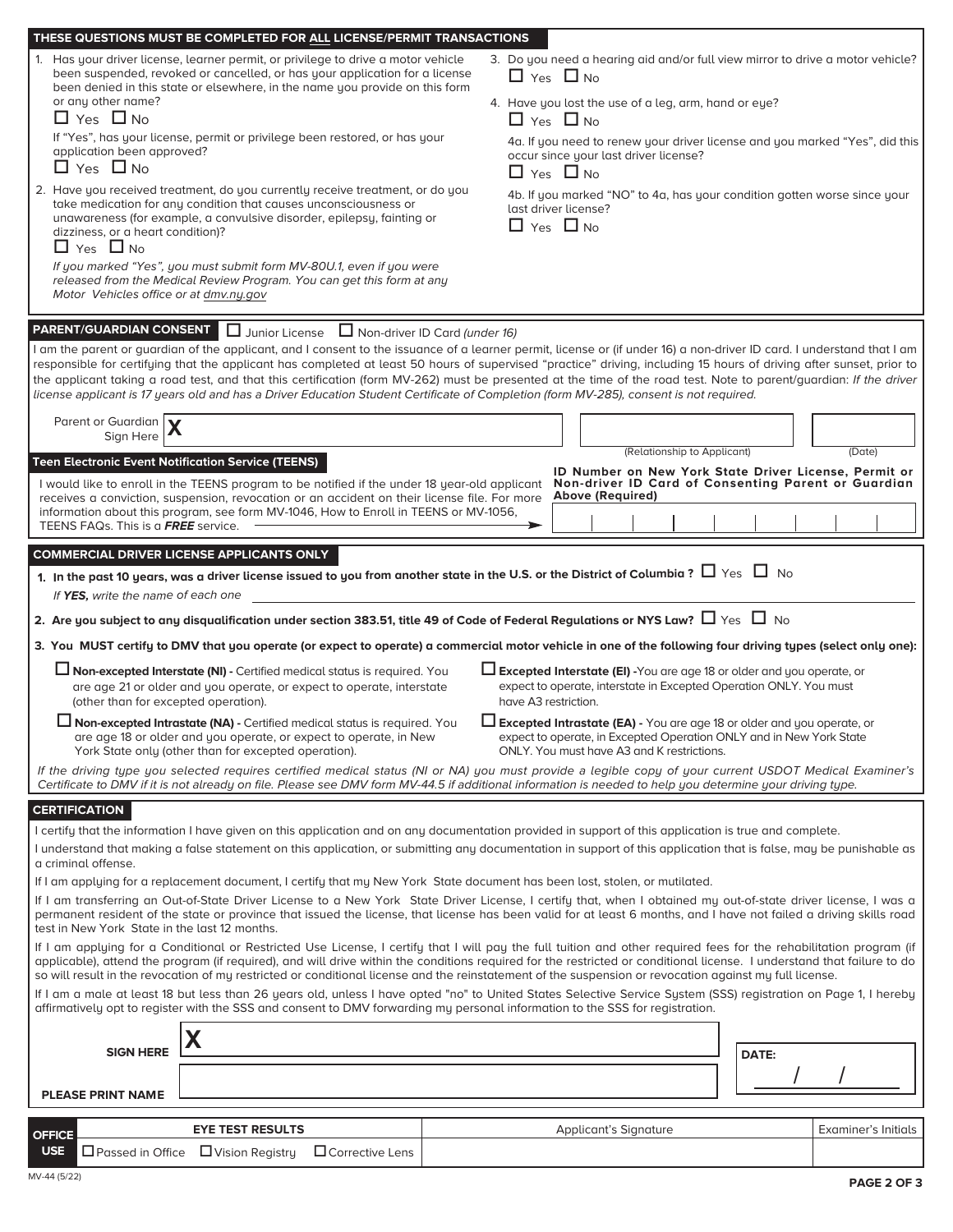## THESE QUESTIONS MUST BE COMPLETED FOR ALL LICENSE/PERMIT TRANSACTIONS

1. Has your driver license, learner permit, or privilege to drive a motor vehicle been suspended, revoked or cancelled, or has your application for a license been denied in this state or elsewhere, in the name you provide on this form or any other name?
   ☐ Yes ☐ No

   If "Yes", has your license, permit or privilege been restored, or has your application been approved?
   ☐ Yes ☐ No

2. Have you received treatment, do you currently receive treatment, or do you take medication for any condition that causes unconsciousness or unawareness (for example, a convulsive disorder, epilepsy, fainting or dizziness, or a heart condition)?
   ☐ Yes ☐ No

   *If you marked "Yes", you must submit form MV-80U.1, even if you were released from the Medical Review Program. You can get this form at any Motor Vehicles office or at dmv.ny.gov*

3. Do you need a hearing aid and/or full view mirror to drive a motor vehicle?
   ☐ Yes ☐ No

4. Have you lost the use of a leg, arm, hand or eye?
   ☐ Yes ☐ No

   4a. If you need to renew your driver license and you marked "Yes", did this occur since your last driver license?
   ☐ Yes ☐ No

   4b. If you marked "NO" to 4a, has your condition gotten worse since your last driver license?
   ☐ Yes ☐ No

## PARENT/GUARDIAN CONSENT ☐ Junior License ☐ Non-driver ID Card *(under 16)*

I am the parent or guardian of the applicant, and I consent to the issuance of a learner permit, license or (if under 16) a non-driver ID card. I understand that I am responsible for certifying that the applicant has completed at least 50 hours of supervised "practice" driving, including 15 hours of driving after sunset, prior to the applicant taking a road test, and that this certification (form MV-262) must be presented at the time of the road test. Note to parent/guardian: *If the driver license applicant is 17 years old and has a Driver Education Student Certificate of Completion (form MV-285), consent is not required.*

Parent or Guardian Sign Here **X** ____________________ (Relationship to Applicant) ____________ (Date) ________

### Teen Electronic Event Notification Service (TEENS)

I would like to enroll in the TEENS program to be notified if the under 18 year-old applicant receives a conviction, suspension, revocation or an accident on their license file. For more information about this program, see form MV-1046, How to Enroll in TEENS or MV-1056, TEENS FAQs. This is a ***FREE*** service.

**ID Number on New York State Driver License, Permit or Non-driver ID Card of Consenting Parent or Guardian Above (Required)**

| | | | | | | | | |
|---|---|---|---|---|---|---|---|---|
| | | | | | | | | |

## COMMERCIAL DRIVER LICENSE APPLICANTS ONLY

**1. In the past 10 years, was a driver license issued to you from another state in the U.S. or the District of Columbia?** ☐ Yes ☐ No

*If **YES,** write the name of each one* ____________________

**2. Are you subject to any disqualification under section 383.51, title 49 of Code of Federal Regulations or NYS Law?** ☐ Yes ☐ No

**3. You MUST certify to DMV that you operate (or expect to operate) a commercial motor vehicle in one of the following four driving types (select only one):**

☐ **Non-excepted Interstate (NI) -** Certified medical status is required. You are age 21 or older and you operate, or expect to operate, interstate (other than for excepted operation).

☐ **Non-excepted Intrastate (NA) -** Certified medical status is required. You are age 18 or older and you operate, or expect to operate, in New York State only (other than for excepted operation).

☐ **Excepted Interstate (EI) -** You are age 18 or older and you operate, or expect to operate, interstate in Excepted Operation ONLY. You must have A3 restriction.

☐ **Excepted Intrastate (EA) -** You are age 18 or older and you operate, or expect to operate, in Excepted Operation ONLY and in New York State ONLY. You must have A3 and K restrictions.

*If the driving type you selected requires certified medical status (NI or NA) you must provide a legible copy of your current USDOT Medical Examiner's Certificate to DMV if it is not already on file. Please see DMV form MV-44.5 if additional information is needed to help you determine your driving type.*

## CERTIFICATION

I certify that the information I have given on this application and on any documentation provided in support of this application is true and complete.

I understand that making a false statement on this application, or submitting any documentation in support of this application that is false, may be punishable as a criminal offense.

If I am applying for a replacement document, I certify that my New York State document has been lost, stolen, or mutilated.

If I am transferring an Out-of-State Driver License to a New York State Driver License, I certify that, when I obtained my out-of-state driver license, I was a permanent resident of the state or province that issued the license, that license has been valid for at least 6 months, and I have not failed a driving skills road test in New York State in the last 12 months.

If I am applying for a Conditional or Restricted Use License, I certify that I will pay the full tuition and other required fees for the rehabilitation program (if applicable), attend the program (if required), and will drive within the conditions required for the restricted or conditional license. I understand that failure to do so will result in the revocation of my restricted or conditional license and the reinstatement of the suspension or revocation against my full license.

If I am a male at least 18 but less than 26 years old, unless I have opted "no" to United States Selective Service System (SSS) registration on Page 1, I hereby affirmatively opt to register with the SSS and consent to DMV forwarding my personal information to the SSS for registration.

**SIGN HERE** **X** ____________________ **DATE:** ___ / ___ / ___

**PLEASE PRINT NAME** ____________________

| OFFICE USE | EYE TEST RESULTS | | | Applicant's Signature | Examiner's Initials |
|---|---|---|---|---|---|
| | ☐ Passed in Office | ☐ Vision Registry | ☐ Corrective Lens | | |

MV-44 (5/22)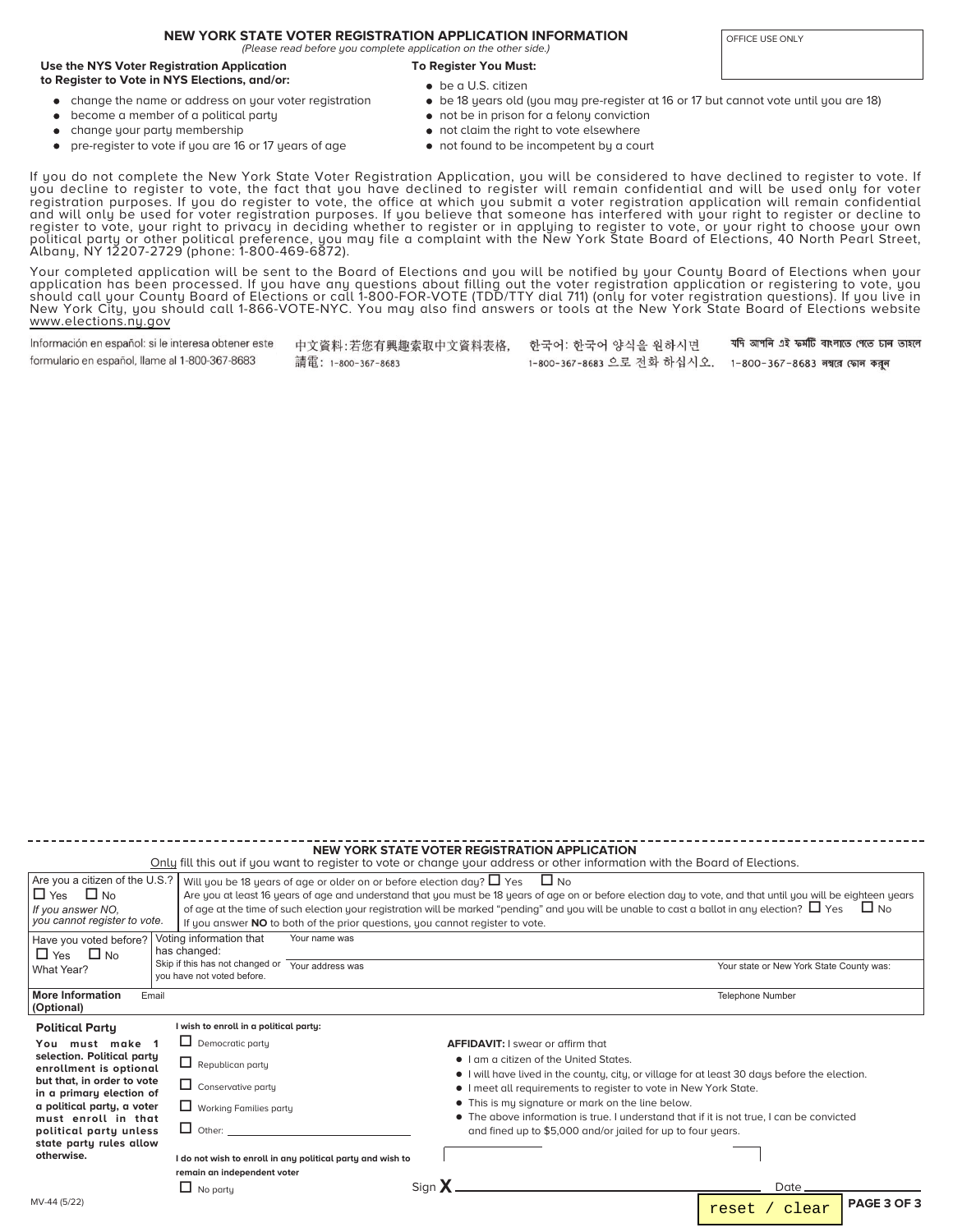# NEW YORK STATE VOTER REGISTRATION APPLICATION INFORMATION

*(Please read before you complete application on the other side.)*

OFFICE USE ONLY

**Use the NYS Voter Registration Application to Register to Vote in NYS Elections, and/or:**

- change the name or address on your voter registration
- become a member of a political party
- change your party membership
- pre-register to vote if you are 16 or 17 years of age

**To Register You Must:**

- be a U.S. citizen
- be 18 years old (you may pre-register at 16 or 17 but cannot vote until you are 18)
- not be in prison for a felony conviction
- not claim the right to vote elsewhere
- not found to be incompetent by a court

If you do not complete the New York State Voter Registration Application, you will be considered to have declined to register to vote. If you decline to register to vote, the fact that you have declined to register will remain confidential and will be used only for voter registration purposes. If you do register to vote, the office at which you submit a voter registration application will remain confidential and will only be used for voter registration purposes. If you believe that someone has interfered with your right to register or decline to register to vote, your right to privacy in deciding whether to register or in applying to register to vote, or your right to choose your own political party or other political preference, you may file a complaint with the New York State Board of Elections, 40 North Pearl Street, Albany, NY 12207-2729 (phone: 1-800-469-6872).

Your completed application will be sent to the Board of Elections and you will be notified by your County Board of Elections when your application has been processed. If you have any questions about filling out the voter registration application or registering to vote, you should call your County Board of Elections or call 1-800-FOR-VOTE (TDD/TTY dial 711) (only for voter registration questions). If you live in New York City, you should call 1-866-VOTE-NYC. You may also find answers or tools at the New York State Board of Elections website www.elections.ny.gov

Información en español: si le interesa obtener este formulario en español, llame al 1-800-367-8683

中文資料:若您有興趣索取中文資料表格, 請電: 1-800-367-8683

한국어: 한국어 양식을 원하시면 1-800-367-8683 으로 전화 하십시오.

যদি আপনি এই ফরমটি বাংলাতে পেতে চান তাহলে 1-800-367-8683 নম্বরে ফোন করুন

---

## NEW YORK STATE VOTER REGISTRATION APPLICATION

Only fill this out if you want to register to vote or change your address or other information with the Board of Elections.

| | |
|---|---|
| Are you a citizen of the U.S.? ☐ Yes ☐ No *If you answer NO, you cannot register to vote.* | Will you be 18 years of age or older on or before election day? ☐ Yes ☐ No<br>Are you at least 16 years of age and understand that you must be 18 years of age on or before election day to vote, and that until you will be eighteen years of age at the time of such election your registration will be marked "pending" and you will be unable to cast a ballot in any election? ☐ Yes ☐ No<br>If you answer **NO** to both of the prior questions, you cannot register to vote. |
| Have you voted before? ☐ Yes ☐ No What Year? | Voting information that has changed: Skip if this has not changed or you have not voted before. Your name was ___ Your address was ___ Your state or New York State County was: ___ |
| **More Information (Optional)** | Email ___ Telephone Number ___ |

**Political Party**

**You must make 1 selection. Political party enrollment is optional but that, in order to vote in a primary election of a political party, a voter must enroll in that political party unless state party rules allow otherwise.**

**I wish to enroll in a political party:**

- ☐ Democratic party
- ☐ Republican party
- ☐ Conservative party
- ☐ Working Families party
- ☐ Other: ___

**I do not wish to enroll in any political party and wish to remain an independent voter**

- ☐ No party

**AFFIDAVIT:** I swear or affirm that

- I am a citizen of the United States.
- I will have lived in the county, city, or village for at least 30 days before the election.
- I meet all requirements to register to vote in New York State.
- This is my signature or mark on the line below.
- The above information is true. I understand that if it is not true, I can be convicted and fined up to $5,000 and/or jailed for up to four years.

Sign **X** ___ Date ___

MV-44 (5/22)

reset / clear